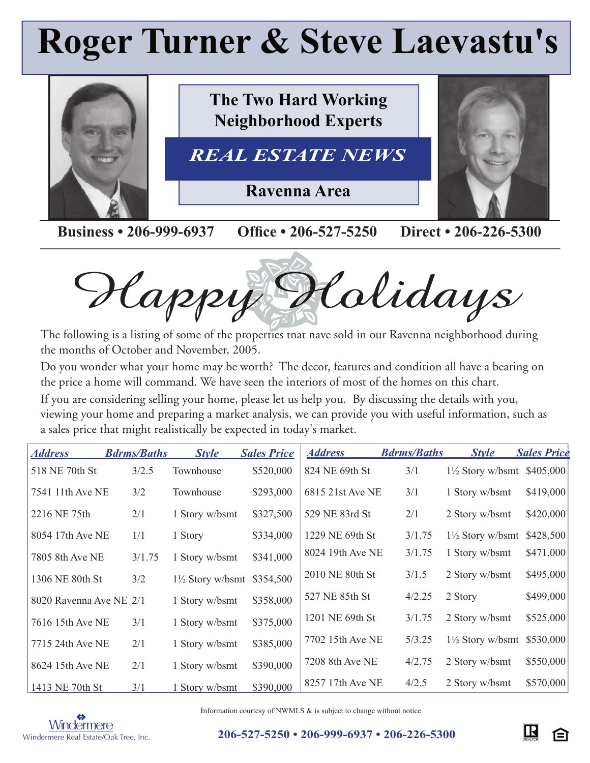# Roger Turner & Steve Laevastu's

## The Two Hard Working Neighborhood Experts

## *REAL ESTATE NEWS*

### Ravenna Area

**Business • 206-999-6937** **Office • 206-527-5250** **Direct • 206-226-5300**

# *Happy Holidays*

The following is a listing of some of the properties that have sold in our Ravenna neighborhood during the months of October and November, 2005.

Do you wonder what your home may be worth? The decor, features and condition all have a bearing on the price a home will command. We have seen the interiors of most of the homes on this chart.

If you are considering selling your home, please let us help you. By discussing the details with you, viewing your home and preparing a market analysis, we can provide you with useful information, such as a sales price that might realistically be expected in today's market.

| Address | Bdrms/Baths | Style | Sales Price |
|---|---|---|---|
| 518 NE 70th St | 3/2.5 | Townhouse | $520,000 |
| 7541 11th Ave NE | 3/2 | Townhouse | $293,000 |
| 2216 NE 75th | 2/1 | 1 Story w/bsmt | $327,500 |
| 8054 17th Ave NE | 1/1 | 1 Story | $334,000 |
| 7805 8th Ave NE | 3/1.75 | 1 Story w/bsmt | $341,000 |
| 1306 NE 80th St | 3/2 | 1½ Story w/bsmt | $354,500 |
| 8020 Ravenna Ave NE | 2/1 | 1 Story w/bsmt | $358,000 |
| 7616 15th Ave NE | 3/1 | 1 Story w/bsmt | $375,000 |
| 7715 24th Ave NE | 2/1 | 1 Story w/bsmt | $385,000 |
| 8624 15th Ave NE | 2/1 | 1 Story w/bsmt | $390,000 |
| 1413 NE 70th St | 3/1 | 1 Story w/bsmt | $390,000 |
| 824 NE 69th St | 3/1 | 1½ Story w/bsmt | $405,000 |
| 6815 21st Ave NE | 3/1 | 1 Story w/bsmt | $419,000 |
| 529 NE 83rd St | 2/1 | 2 Story w/bsmt | $420,000 |
| 1229 NE 69th St | 3/1.75 | 1½ Story w/bsmt | $428,500 |
| 8024 19th Ave NE | 3/1.75 | 1 Story w/bsmt | $471,000 |
| 2010 NE 80th St | 3/1.5 | 2 Story w/bsmt | $495,000 |
| 527 NE 85th St | 4/2.25 | 2 Story | $499,000 |
| 1201 NE 69th St | 3/1.75 | 2 Story w/bsmt | $525,000 |
| 7702 15th Ave NE | 5/3.25 | 1½ Story w/bsmt | $530,000 |
| 7208 8th Ave NE | 4/2.75 | 2 Story w/bsmt | $550,000 |
| 8257 17th Ave NE | 4/2.5 | 2 Story w/bsmt | $570,000 |

Information courtesy of NWMLS & is subject to change without notice

Windermere Real Estate/Oak Tree, Inc.

**206-527-5250 • 206-999-6937 • 206-226-5300**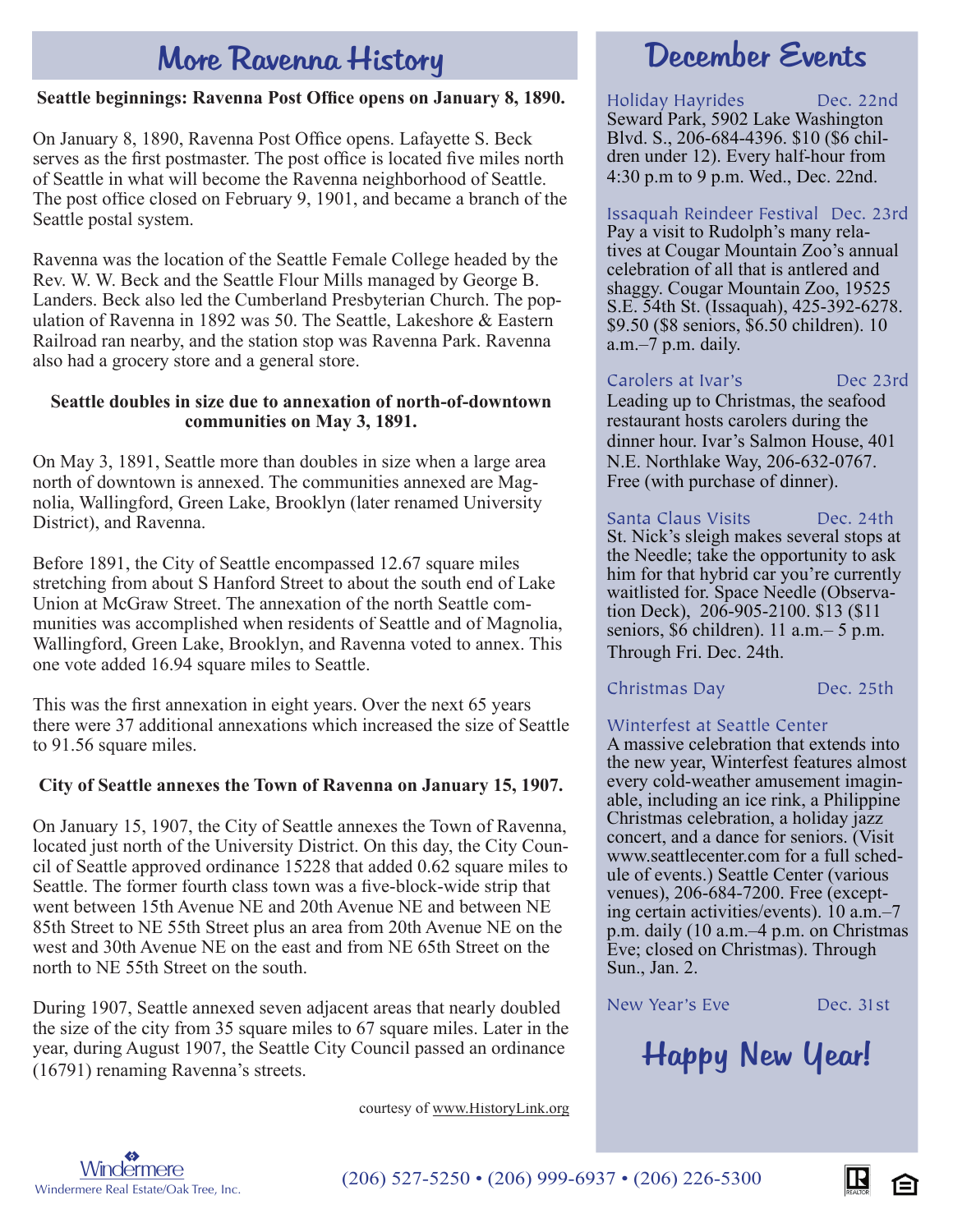# More Ravenna History

**Seattle beginnings: Ravenna Post Office opens on January 8, 1890.**

On January 8, 1890, Ravenna Post Office opens. Lafayette S. Beck serves as the first postmaster. The post office is located five miles north of Seattle in what will become the Ravenna neighborhood of Seattle. The post office closed on February 9, 1901, and became a branch of the Seattle postal system.

Ravenna was the location of the Seattle Female College headed by the Rev. W. W. Beck and the Seattle Flour Mills managed by George B. Landers. Beck also led the Cumberland Presbyterian Church. The population of Ravenna in 1892 was 50. The Seattle, Lakeshore & Eastern Railroad ran nearby, and the station stop was Ravenna Park. Ravenna also had a grocery store and a general store.

**Seattle doubles in size due to annexation of north-of-downtown communities on May 3, 1891.**

On May 3, 1891, Seattle more than doubles in size when a large area north of downtown is annexed. The communities annexed are Magnolia, Wallingford, Green Lake, Brooklyn (later renamed University District), and Ravenna.

Before 1891, the City of Seattle encompassed 12.67 square miles stretching from about S Hanford Street to about the south end of Lake Union at McGraw Street. The annexation of the north Seattle communities was accomplished when residents of Seattle and of Magnolia, Wallingford, Green Lake, Brooklyn, and Ravenna voted to annex. This one vote added 16.94 square miles to Seattle.

This was the first annexation in eight years. Over the next 65 years there were 37 additional annexations which increased the size of Seattle to 91.56 square miles.

**City of Seattle annexes the Town of Ravenna on January 15, 1907.**

On January 15, 1907, the City of Seattle annexes the Town of Ravenna, located just north of the University District. On this day, the City Council of Seattle approved ordinance 15228 that added 0.62 square miles to Seattle. The former fourth class town was a five-block-wide strip that went between 15th Avenue NE and 20th Avenue NE and between NE 85th Street to NE 55th Street plus an area from 20th Avenue NE on the west and 30th Avenue NE on the east and from NE 65th Street on the north to NE 55th Street on the south.

During 1907, Seattle annexed seven adjacent areas that nearly doubled the size of the city from 35 square miles to 67 square miles. Later in the year, during August 1907, the Seattle City Council passed an ordinance (16791) renaming Ravenna's streets.

courtesy of www.HistoryLink.org

# December Events

**Holiday Hayrides** — Dec. 22nd

Seward Park, 5902 Lake Washington Blvd. S., 206-684-4396. $10 ($6 children under 12). Every half-hour from 4:30 p.m to 9 p.m. Wed., Dec. 22nd.

**Issaquah Reindeer Festival** — Dec. 23rd

Pay a visit to Rudolph's many relatives at Cougar Mountain Zoo's annual celebration of all that is antlered and shaggy. Cougar Mountain Zoo, 19525 S.E. 54th St. (Issaquah), 425-392-6278. $9.50 ($8 seniors, $6.50 children). 10 a.m.–7 p.m. daily.

**Carolers at Ivar's** — Dec 23rd

Leading up to Christmas, the seafood restaurant hosts carolers during the dinner hour. Ivar's Salmon House, 401 N.E. Northlake Way, 206-632-0767. Free (with purchase of dinner).

**Santa Claus Visits** — Dec. 24th

St. Nick's sleigh makes several stops at the Needle; take the opportunity to ask him for that hybrid car you're currently waitlisted for. Space Needle (Observation Deck), 206-905-2100. $13 ($11 seniors, $6 children). 11 a.m.– 5 p.m. Through Fri. Dec. 24th.

**Christmas Day** — Dec. 25th

**Winterfest at Seattle Center**

A massive celebration that extends into the new year, Winterfest features almost every cold-weather amusement imaginable, including an ice rink, a Philippine Christmas celebration, a holiday jazz concert, and a dance for seniors. (Visit www.seattlecenter.com for a full schedule of events.) Seattle Center (various venues), 206-684-7200. Free (excepting certain activities/events). 10 a.m.–7 p.m. daily (10 a.m.–4 p.m. on Christmas Eve; closed on Christmas). Through Sun., Jan. 2.

**New Year's Eve** — Dec. 31st

## Happy New Year!

Windermere Real Estate/Oak Tree, Inc.

(206) 527-5250 • (206) 999-6937 • (206) 226-5300